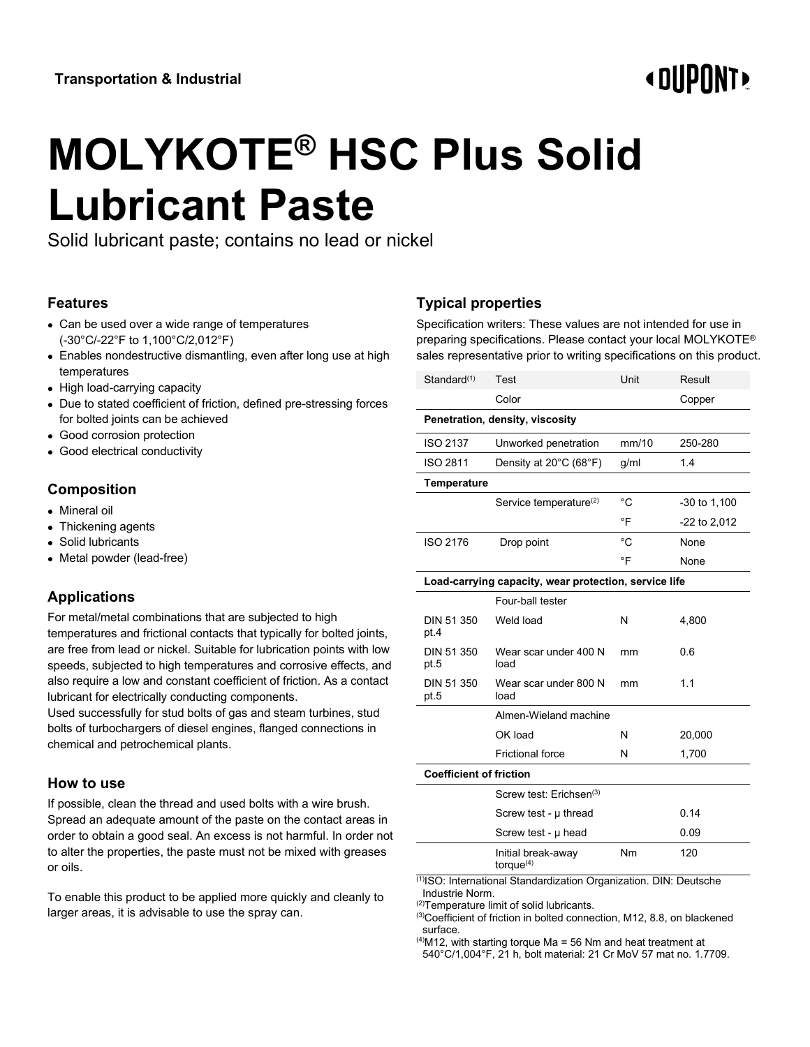Transportation & Industrial

# MOLYKOTE® HSC Plus Solid Lubricant Paste

Solid lubricant paste; contains no lead or nickel

## Features

- Can be used over a wide range of temperatures (-30°C/-22°F to 1,100°C/2,012°F)
- Enables nondestructive dismantling, even after long use at high temperatures
- High load-carrying capacity
- Due to stated coefficient of friction, defined pre-stressing forces for bolted joints can be achieved
- Good corrosion protection
- Good electrical conductivity

## Composition

- Mineral oil
- Thickening agents
- Solid lubricants
- Metal powder (lead-free)

## Applications

For metal/metal combinations that are subjected to high temperatures and frictional contacts that typically for bolted joints, are free from lead or nickel. Suitable for lubrication points with low speeds, subjected to high temperatures and corrosive effects, and also require a low and constant coefficient of friction. As a contact lubricant for electrically conducting components.
Used successfully for stud bolts of gas and steam turbines, stud bolts of turbochargers of diesel engines, flanged connections in chemical and petrochemical plants.

## How to use

If possible, clean the thread and used bolts with a wire brush. Spread an adequate amount of the paste on the contact areas in order to obtain a good seal. An excess is not harmful. In order not to alter the properties, the paste must not be mixed with greases or oils.

To enable this product to be applied more quickly and cleanly to larger areas, it is advisable to use the spray can.

## Typical properties

Specification writers: These values are not intended for use in preparing specifications. Please contact your local MOLYKOTE® sales representative prior to writing specifications on this product.

| Standard[1] | Test | Unit | Result |
|---|---|---|---|
| | Color | | Copper |
| **Penetration, density, viscosity** | | | |
| ISO 2137 | Unworked penetration | mm/10 | 250-280 |
| ISO 2811 | Density at 20°C (68°F) | g/ml | 1.4 |
| **Temperature** | | | |
| | Service temperature[2] | °C | -30 to 1,100 |
| | | °F | -22 to 2,012 |
| ISO 2176 | Drop point | °C | None |
| | | °F | None |
| **Load-carrying capacity, wear protection, service life** | | | |
| | Four-ball tester | | |
| DIN 51 350 pt.4 | Weld load | N | 4,800 |
| DIN 51 350 pt.5 | Wear scar under 400 N load | mm | 0.6 |
| DIN 51 350 pt.5 | Wear scar under 800 N load | mm | 1.1 |
| | Almen-Wieland machine | | |
| | OK load | N | 20,000 |
| | Frictional force | N | 1,700 |
| **Coefficient of friction** | | | |
| | Screw test: Erichsen[3] | | |
| | Screw test - μ thread | | 0.14 |
| | Screw test - μ head | | 0.09 |
| | Initial break-away torque[4] | Nm | 120 |

[1]ISO: International Standardization Organization. DIN: Deutsche Industrie Norm.
[2]Temperature limit of solid lubricants.
[3]Coefficient of friction in bolted connection, M12, 8.8, on blackened surface.
[4]M12, with starting torque Ma = 56 Nm and heat treatment at 540°C/1,004°F, 21 h, bolt material: 21 Cr MoV 57 mat no. 1.7709.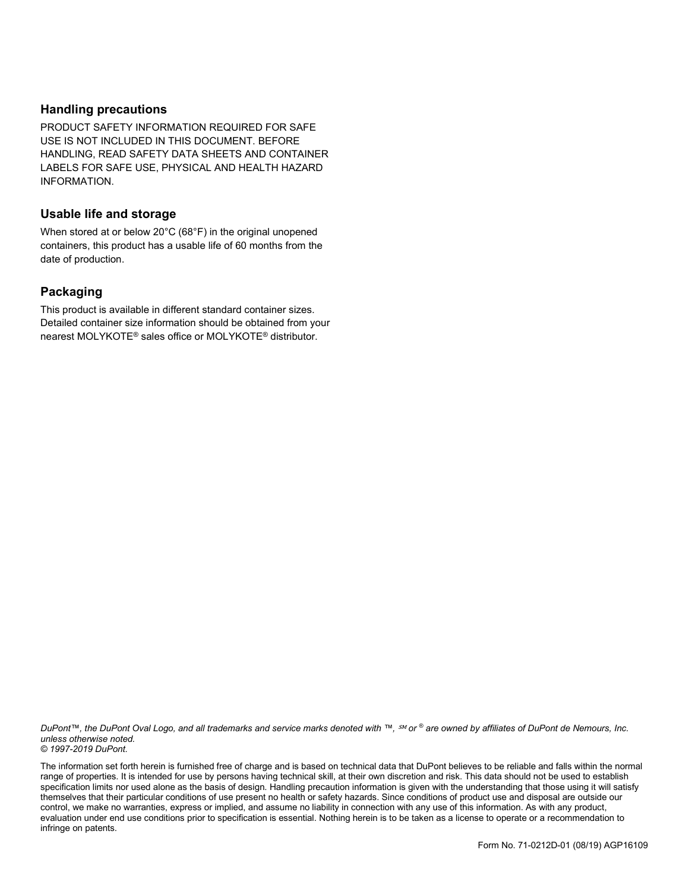## Handling precautions

PRODUCT SAFETY INFORMATION REQUIRED FOR SAFE USE IS NOT INCLUDED IN THIS DOCUMENT. BEFORE HANDLING, READ SAFETY DATA SHEETS AND CONTAINER LABELS FOR SAFE USE, PHYSICAL AND HEALTH HAZARD INFORMATION.

## Usable life and storage

When stored at or below 20°C (68°F) in the original unopened containers, this product has a usable life of 60 months from the date of production.

## Packaging

This product is available in different standard container sizes. Detailed container size information should be obtained from your nearest MOLYKOTE® sales office or MOLYKOTE® distributor.

*DuPont™, the DuPont Oval Logo, and all trademarks and service marks denoted with ™, ℠ or ® are owned by affiliates of DuPont de Nemours, Inc. unless otherwise noted.*
*© 1997-2019 DuPont.*

The information set forth herein is furnished free of charge and is based on technical data that DuPont believes to be reliable and falls within the normal range of properties. It is intended for use by persons having technical skill, at their own discretion and risk. This data should not be used to establish specification limits nor used alone as the basis of design. Handling precaution information is given with the understanding that those using it will satisfy themselves that their particular conditions of use present no health or safety hazards. Since conditions of product use and disposal are outside our control, we make no warranties, express or implied, and assume no liability in connection with any use of this information. As with any product, evaluation under end use conditions prior to specification is essential. Nothing herein is to be taken as a license to operate or a recommendation to infringe on patents.

Form No. 71-0212D-01 (08/19) AGP16109